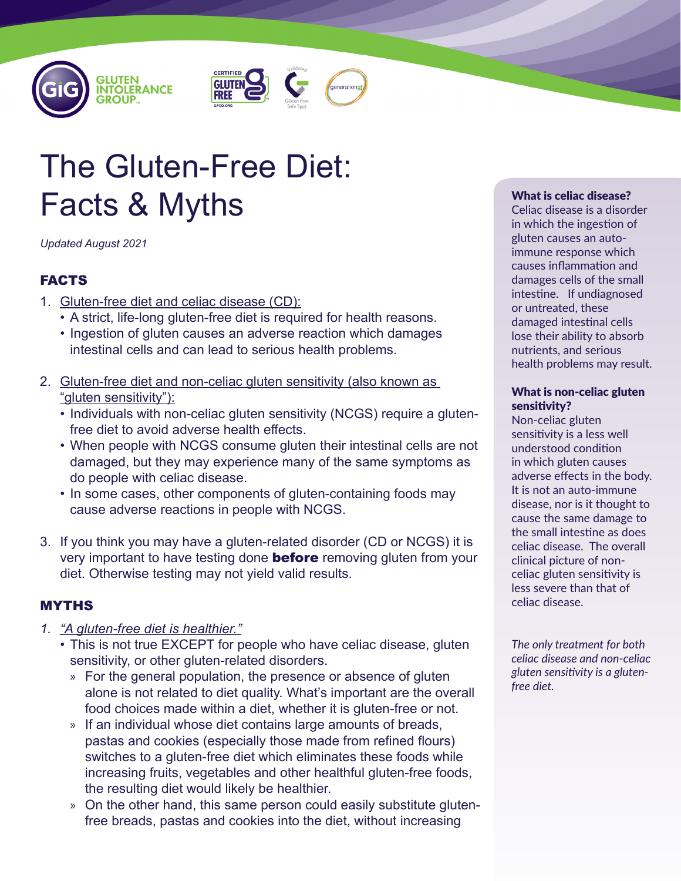GLUTEN INTOLERANCE GROUP

# The Gluten-Free Diet: Facts & Myths

*Updated August 2021*

## FACTS

1. Gluten-free diet and celiac disease (CD):
   - A strict, life-long gluten-free diet is required for health reasons.
   - Ingestion of gluten causes an adverse reaction which damages intestinal cells and can lead to serious health problems.

2. Gluten-free diet and non-celiac gluten sensitivity (also known as "gluten sensitivity"):
   - Individuals with non-celiac gluten sensitivity (NCGS) require a gluten-free diet to avoid adverse health effects.
   - When people with NCGS consume gluten their intestinal cells are not damaged, but they may experience many of the same symptoms as do people with celiac disease.
   - In some cases, other components of gluten-containing foods may cause adverse reactions in people with NCGS.

3. If you think you may have a gluten-related disorder (CD or NCGS) it is very important to have testing done **before** removing gluten from your diet. Otherwise testing may not yield valid results.

## MYTHS

1. *"A gluten-free diet is healthier."*
   - This is not true EXCEPT for people who have celiac disease, gluten sensitivity, or other gluten-related disorders.
     - For the general population, the presence or absence of gluten alone is not related to diet quality. What's important are the overall food choices made within a diet, whether it is gluten-free or not.
     - If an individual whose diet contains large amounts of breads, pastas and cookies (especially those made from refined flours) switches to a gluten-free diet which eliminates these foods while increasing fruits, vegetables and other healthful gluten-free foods, the resulting diet would likely be healthier.
     - On the other hand, this same person could easily substitute gluten-free breads, pastas and cookies into the diet, without increasing

**What is celiac disease?**
Celiac disease is a disorder in which the ingestion of gluten causes an auto-immune response which causes inflammation and damages cells of the small intestine. If undiagnosed or untreated, these damaged intestinal cells lose their ability to absorb nutrients, and serious health problems may result.

**What is non-celiac gluten sensitivity?**
Non-celiac gluten sensitivity is a less well understood condition in which gluten causes adverse effects in the body. It is not an auto-immune disease, nor is it thought to cause the same damage to the small intestine as does celiac disease. The overall clinical picture of non-celiac gluten sensitivity is less severe than that of celiac disease.

*The only treatment for both celiac disease and non-celiac gluten sensitivity is a gluten-free diet.*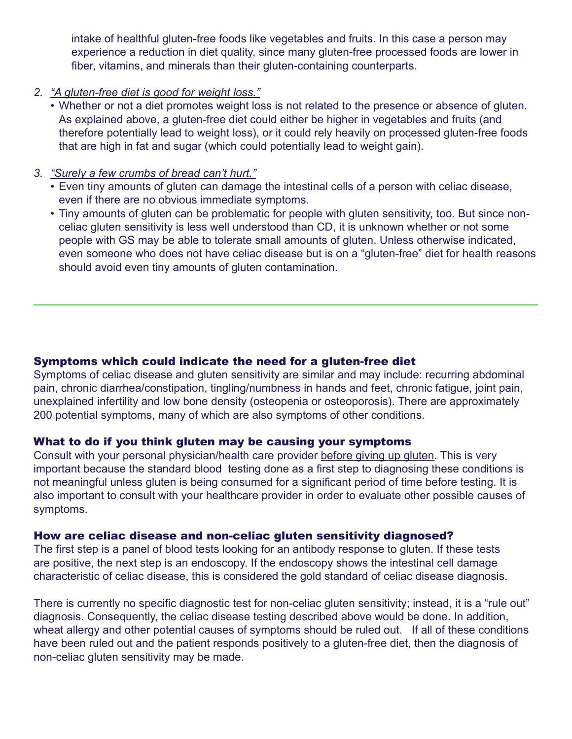intake of healthful gluten-free foods like vegetables and fruits. In this case a person may experience a reduction in diet quality, since many gluten-free processed foods are lower in fiber, vitamins, and minerals than their gluten-containing counterparts.

2. *"A gluten-free diet is good for weight loss."*
   - Whether or not a diet promotes weight loss is not related to the presence or absence of gluten. As explained above, a gluten-free diet could either be higher in vegetables and fruits (and therefore potentially lead to weight loss), or it could rely heavily on processed gluten-free foods that are high in fat and sugar (which could potentially lead to weight gain).

3. *"Surely a few crumbs of bread can't hurt."*
   - Even tiny amounts of gluten can damage the intestinal cells of a person with celiac disease, even if there are no obvious immediate symptoms.
   - Tiny amounts of gluten can be problematic for people with gluten sensitivity, too. But since non-celiac gluten sensitivity is less well understood than CD, it is unknown whether or not some people with GS may be able to tolerate small amounts of gluten. Unless otherwise indicated, even someone who does not have celiac disease but is on a "gluten-free" diet for health reasons should avoid even tiny amounts of gluten contamination.

---

### Symptoms which could indicate the need for a gluten-free diet

Symptoms of celiac disease and gluten sensitivity are similar and may include: recurring abdominal pain, chronic diarrhea/constipation, tingling/numbness in hands and feet, chronic fatigue, joint pain, unexplained infertility and low bone density (osteopenia or osteoporosis). There are approximately 200 potential symptoms, many of which are also symptoms of other conditions.

### What to do if you think gluten may be causing your symptoms

Consult with your personal physician/health care provider before giving up gluten. This is very important because the standard blood testing done as a first step to diagnosing these conditions is not meaningful unless gluten is being consumed for a significant period of time before testing. It is also important to consult with your healthcare provider in order to evaluate other possible causes of symptoms.

### How are celiac disease and non-celiac gluten sensitivity diagnosed?

The first step is a panel of blood tests looking for an antibody response to gluten. If these tests are positive, the next step is an endoscopy. If the endoscopy shows the intestinal cell damage characteristic of celiac disease, this is considered the gold standard of celiac disease diagnosis.

There is currently no specific diagnostic test for non-celiac gluten sensitivity; instead, it is a "rule out" diagnosis. Consequently, the celiac disease testing described above would be done. In addition, wheat allergy and other potential causes of symptoms should be ruled out. If all of these conditions have been ruled out and the patient responds positively to a gluten-free diet, then the diagnosis of non-celiac gluten sensitivity may be made.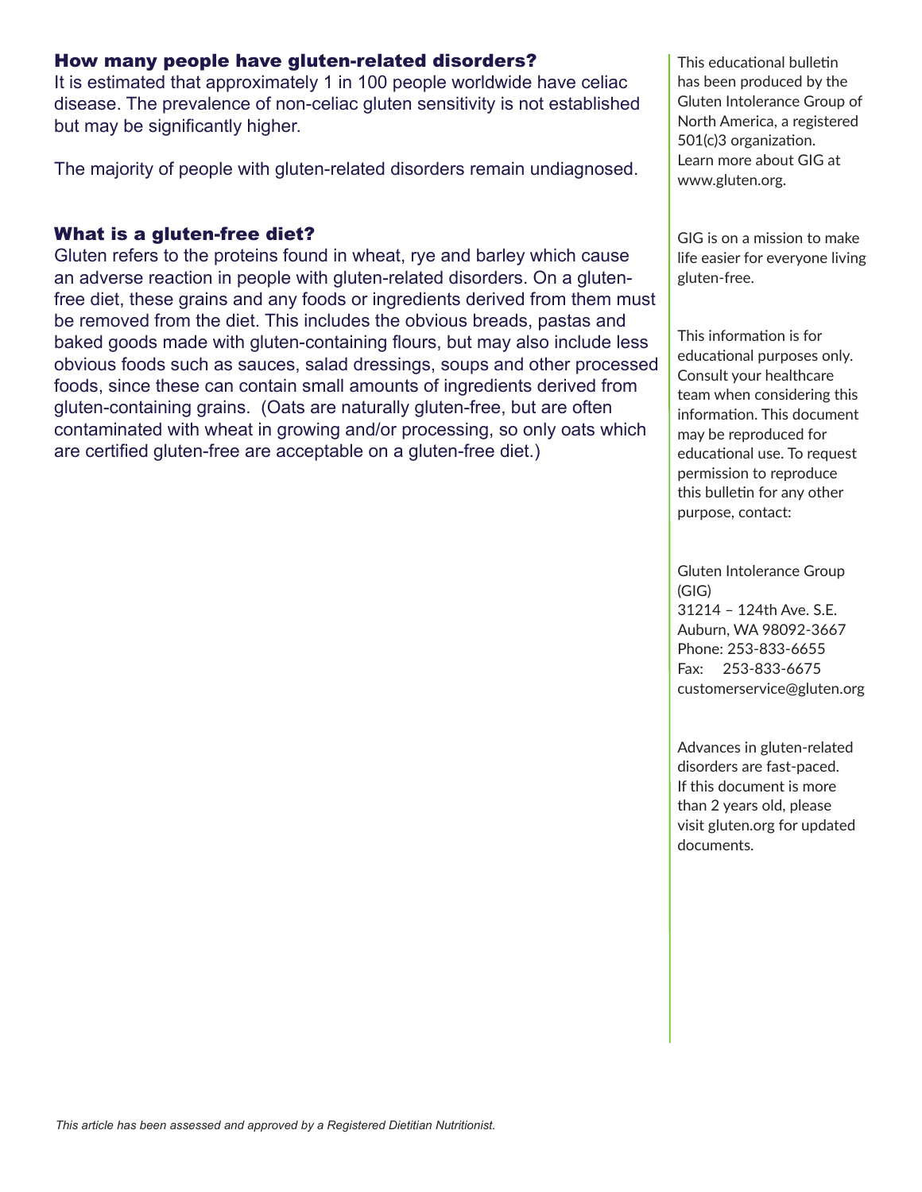## How many people have gluten-related disorders?

It is estimated that approximately 1 in 100 people worldwide have celiac disease. The prevalence of non-celiac gluten sensitivity is not established but may be significantly higher.

The majority of people with gluten-related disorders remain undiagnosed.

## What is a gluten-free diet?

Gluten refers to the proteins found in wheat, rye and barley which cause an adverse reaction in people with gluten-related disorders. On a gluten-free diet, these grains and any foods or ingredients derived from them must be removed from the diet. This includes the obvious breads, pastas and baked goods made with gluten-containing flours, but may also include less obvious foods such as sauces, salad dressings, soups and other processed foods, since these can contain small amounts of ingredients derived from gluten-containing grains. (Oats are naturally gluten-free, but are often contaminated with wheat in growing and/or processing, so only oats which are certified gluten-free are acceptable on a gluten-free diet.)

This educational bulletin has been produced by the Gluten Intolerance Group of North America, a registered 501(c)3 organization. Learn more about GIG at www.gluten.org.

GIG is on a mission to make life easier for everyone living gluten-free.

This information is for educational purposes only. Consult your healthcare team when considering this information. This document may be reproduced for educational use. To request permission to reproduce this bulletin for any other purpose, contact:

Gluten Intolerance Group (GIG)
31214 – 124th Ave. S.E.
Auburn, WA 98092-3667
Phone: 253-833-6655
Fax: 253-833-6675
customerservice@gluten.org

Advances in gluten-related disorders are fast-paced. If this document is more than 2 years old, please visit gluten.org for updated documents.

*This article has been assessed and approved by a Registered Dietitian Nutritionist.*